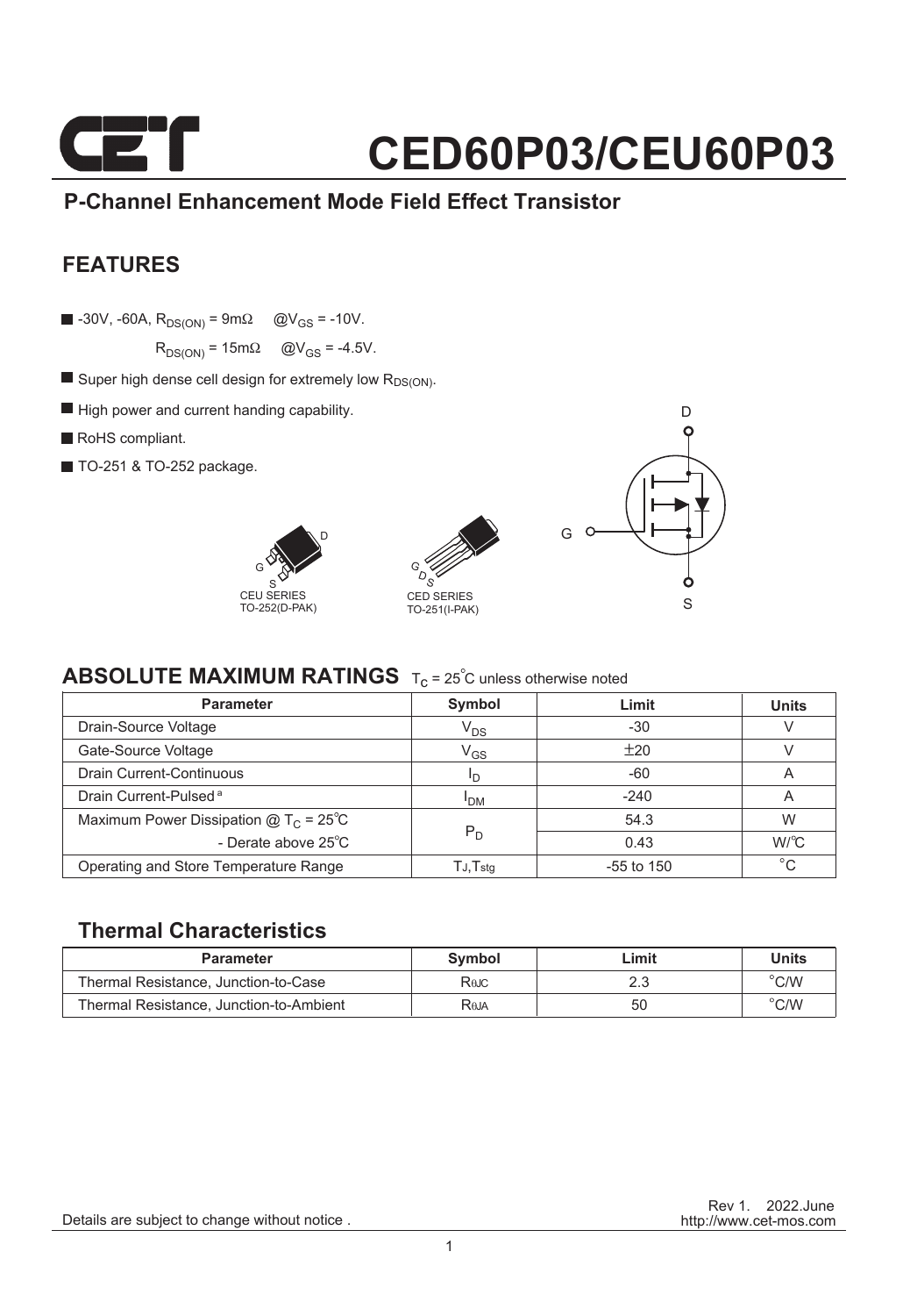# CED60P03/CEU60P03

## P-Channel Enhancement Mode Field Effect Transistor

## FEATURES

- -30V, -60A, $R_{DS(ON)}$ = 9mΩ @$V_{GS}$ = -10V.
  $R_{DS(ON)}$ = 15mΩ @$V_{GS}$ = -4.5V.
- Super high dense cell design for extremely low $R_{DS(ON)}$.
- High power and current handing capability.
- RoHS compliant.
- TO-251 & TO-252 package.

CEU SERIES
TO-252(D-PAK)

CED SERIES
TO-251(I-PAK)

## ABSOLUTE MAXIMUM RATINGS $T_C$ = 25°C unless otherwise noted

| Parameter | Symbol | Limit | Units |
|---|---|---|---|
| Drain-Source Voltage | $V_{DS}$ | -30 | V |
| Gate-Source Voltage | $V_{GS}$ | ±20 | V |
| Drain Current-Continuous | $I_D$ | -60 | A |
| Drain Current-Pulsed [a] | $I_{DM}$ | -240 | A |
| Maximum Power Dissipation @ $T_C$ = 25°C | $P_D$ | 54.3 | W |
| - Derate above 25°C | | 0.43 | W/°C |
| Operating and Store Temperature Range | $T_J$,$T_{stg}$ | -55 to 150 | °C |

## Thermal Characteristics

| Parameter | Symbol | Limit | Units |
|---|---|---|---|
| Thermal Resistance, Junction-to-Case | $R_{θJC}$ | 2.3 | °C/W |
| Thermal Resistance, Junction-to-Ambient | $R_{θJA}$ | 50 | °C/W |

Details are subject to change without notice .

Rev 1. 2022.June
http://www.cet-mos.com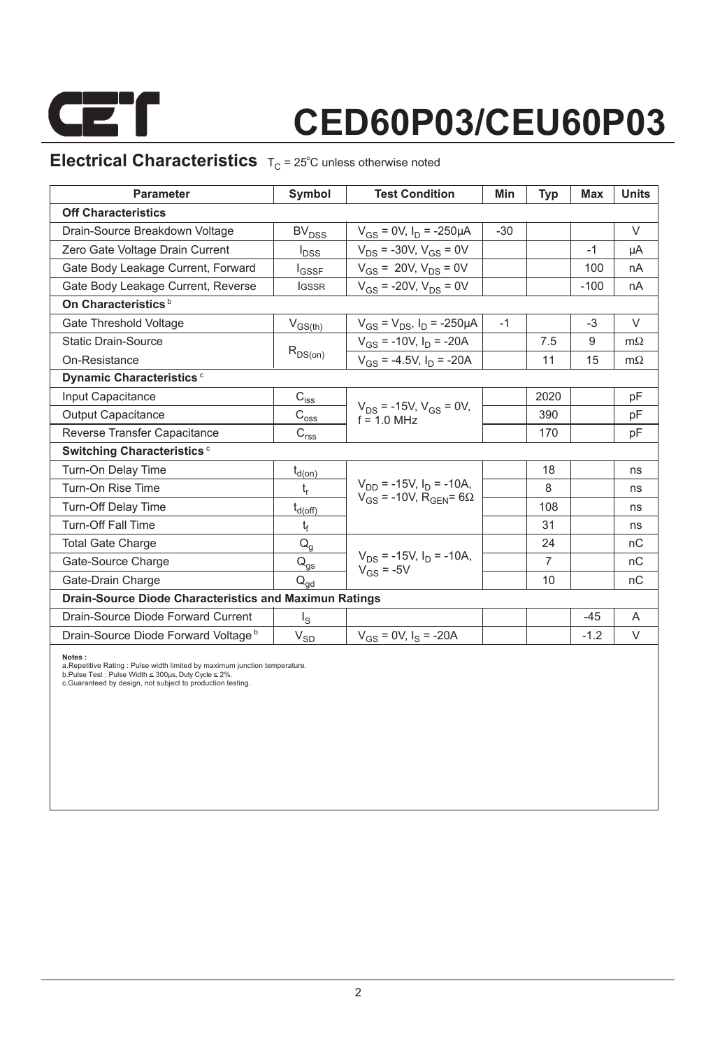# CED60P03/CEU60P03

## Electrical Characteristics $T_C = 25^{\circ}C$ unless otherwise noted

| Parameter | Symbol | Test Condition | Min | Typ | Max | Units |
|---|---|---|---|---|---|---|
| **Off Characteristics** | | | | | | |
| Drain-Source Breakdown Voltage | $BV_{DSS}$ | $V_{GS}$ = 0V, $I_D$ = -250µA | -30 | | | V |
| Zero Gate Voltage Drain Current | $I_{DSS}$ | $V_{DS}$ = -30V, $V_{GS}$ = 0V | | | -1 | µA |
| Gate Body Leakage Current, Forward | $I_{GSSF}$ | $V_{GS}$ = 20V, $V_{DS}$ = 0V | | | 100 | nA |
| Gate Body Leakage Current, Reverse | $I_{GSSR}$ | $V_{GS}$ = -20V, $V_{DS}$ = 0V | | | -100 | nA |
| **On Characteristics** [b] | | | | | | |
| Gate Threshold Voltage | $V_{GS(th)}$ | $V_{GS}$ = $V_{DS}$, $I_D$ = -250µA | -1 | | -3 | V |
| Static Drain-Source | $R_{DS(on)}$ | $V_{GS}$ = -10V, $I_D$ = -20A | | 7.5 | 9 | mΩ |
| On-Resistance | | $V_{GS}$ = -4.5V, $I_D$ = -20A | | 11 | 15 | mΩ |
| **Dynamic Characteristics** [c] | | | | | | |
| Input Capacitance | $C_{iss}$ | $V_{DS}$ = -15V, $V_{GS}$ = 0V, f = 1.0 MHz | | 2020 | | pF |
| Output Capacitance | $C_{oss}$ | | | 390 | | pF |
| Reverse Transfer Capacitance | $C_{rss}$ | | | 170 | | pF |
| **Switching Characteristics** [c] | | | | | | |
| Turn-On Delay Time | $t_{d(on)}$ | $V_{DD}$ = -15V, $I_D$ = -10A, $V_{GS}$ = -10V, $R_{GEN}$= 6Ω | | 18 | | ns |
| Turn-On Rise Time | $t_r$ | | | 8 | | ns |
| Turn-Off Delay Time | $t_{d(off)}$ | | | 108 | | ns |
| Turn-Off Fall Time | $t_f$ | | | 31 | | ns |
| Total Gate Charge | $Q_g$ | $V_{DS}$ = -15V, $I_D$ = -10A, $V_{GS}$ = -5V | | 24 | | nC |
| Gate-Source Charge | $Q_{gs}$ | | | 7 | | nC |
| Gate-Drain Charge | $Q_{gd}$ | | | 10 | | nC |
| **Drain-Source Diode Characteristics and Maximun Ratings** | | | | | | |
| Drain-Source Diode Forward Current | $I_S$ | | | | -45 | A |
| Drain-Source Diode Forward Voltage [b] | $V_{SD}$ | $V_{GS}$ = 0V, $I_S$ = -20A | | | -1.2 | V |

**Notes :**
a.Repetitive Rating : Pulse width limited by maximum junction temperature.
b.Pulse Test : Pulse Width ≤ 300µs, Duty Cycle ≤ 2%.
c.Guaranteed by design, not subject to production testing.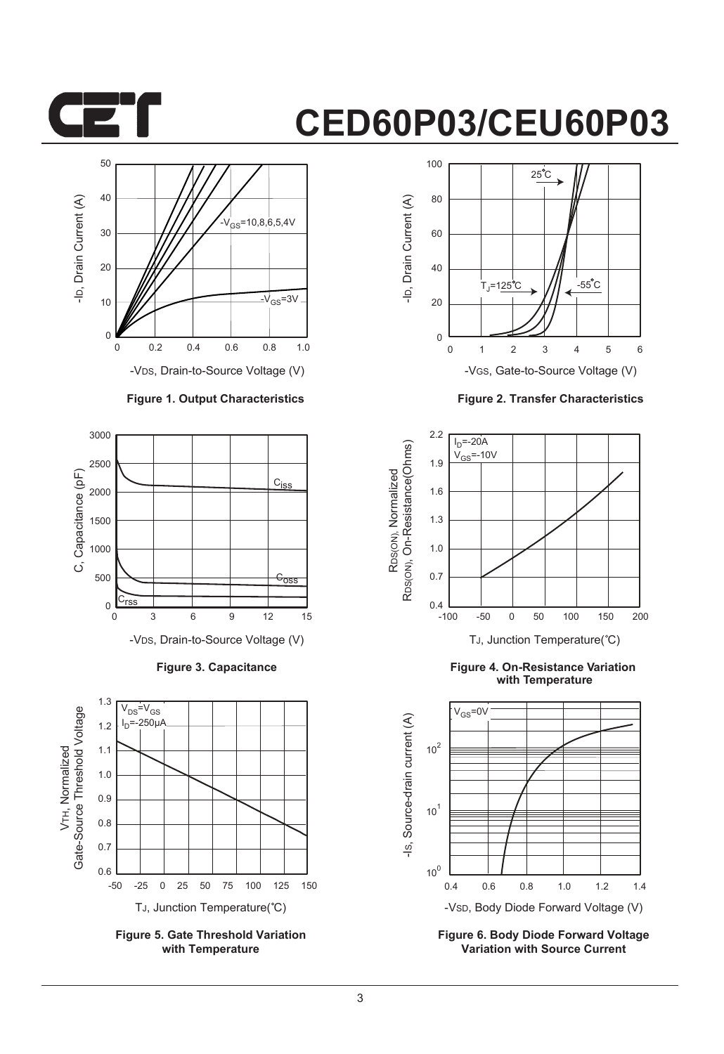Figure 1. Output Characteristics

Figure 2. Transfer Characteristics

Figure 3. Capacitance

Figure 4. On-Resistance Variation with Temperature

Figure 5. Gate Threshold Variation with Temperature

Figure 6. Body Diode Forward Voltage Variation with Source Current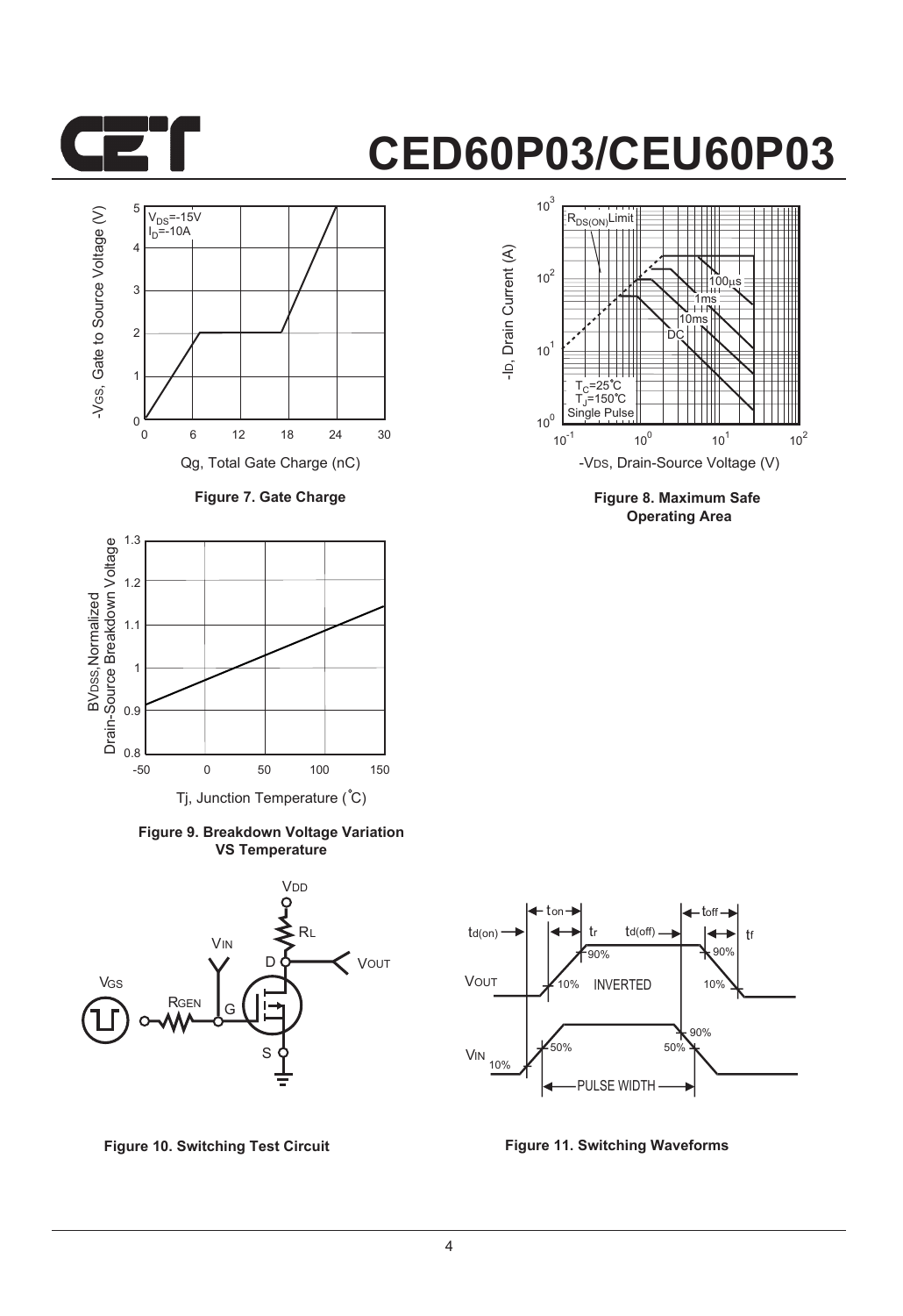Figure 7. Gate Charge

Figure 8. Maximum Safe Operating Area

Figure 9. Breakdown Voltage Variation VS Temperature

Figure 10. Switching Test Circuit

Figure 11. Switching Waveforms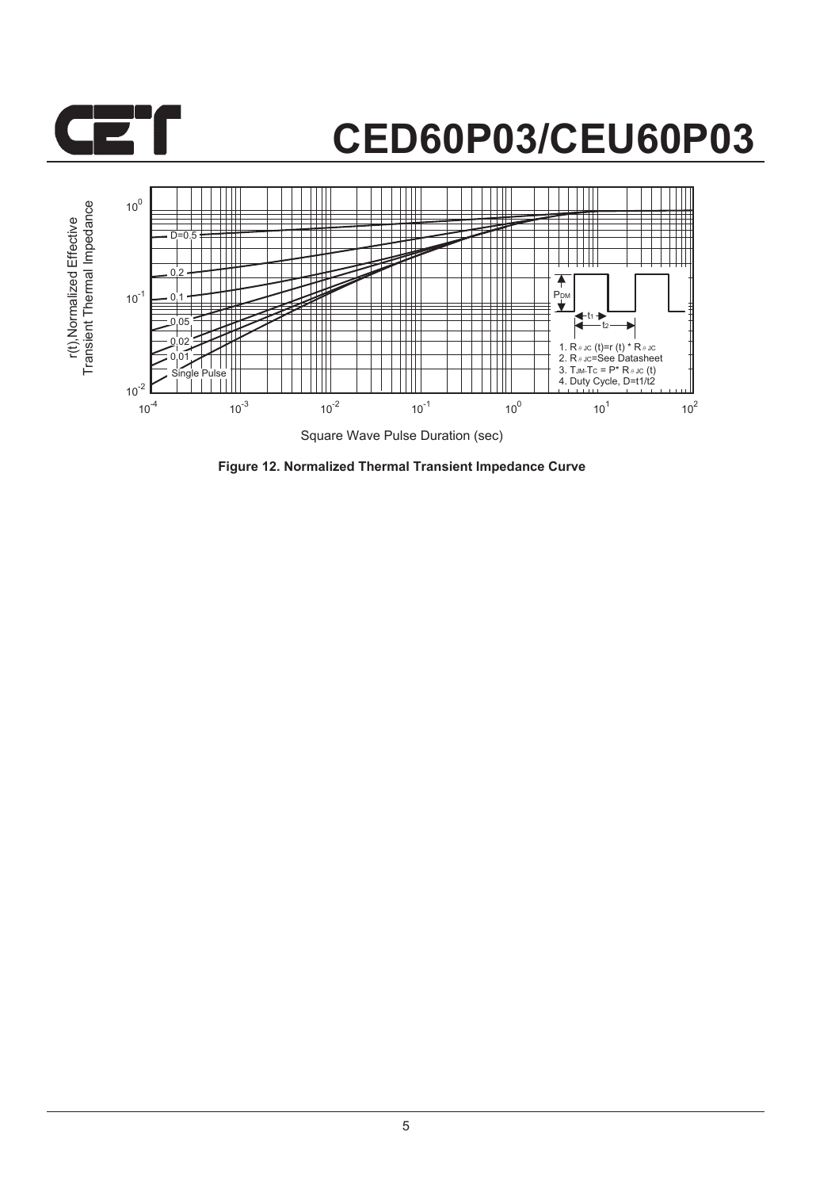# CED60P03/CEU60P03

r(t),Normalized Effective Transient Thermal Impedance

$10^0$

$10^{-1}$

$10^{-2}$

D=0.5

0.2

0.1

0.05

0.02

0.01

Single Pulse

$P_{DM}$

$t_1$

$t_2$

1. $R_{\theta JC}$ (t)=r (t) * $R_{\theta JC}$
2. $R_{\theta JC}$=See Datasheet
3. $T_{JM}$-$T_C$ = P* $R_{\theta JC}$ (t)
4. Duty Cycle, D=t1/t2

$10^{-4}$ $10^{-3}$ $10^{-2}$ $10^{-1}$ $10^0$ $10^1$ $10^2$

Square Wave Pulse Duration (sec)

**Figure 12. Normalized Thermal Transient Impedance Curve**